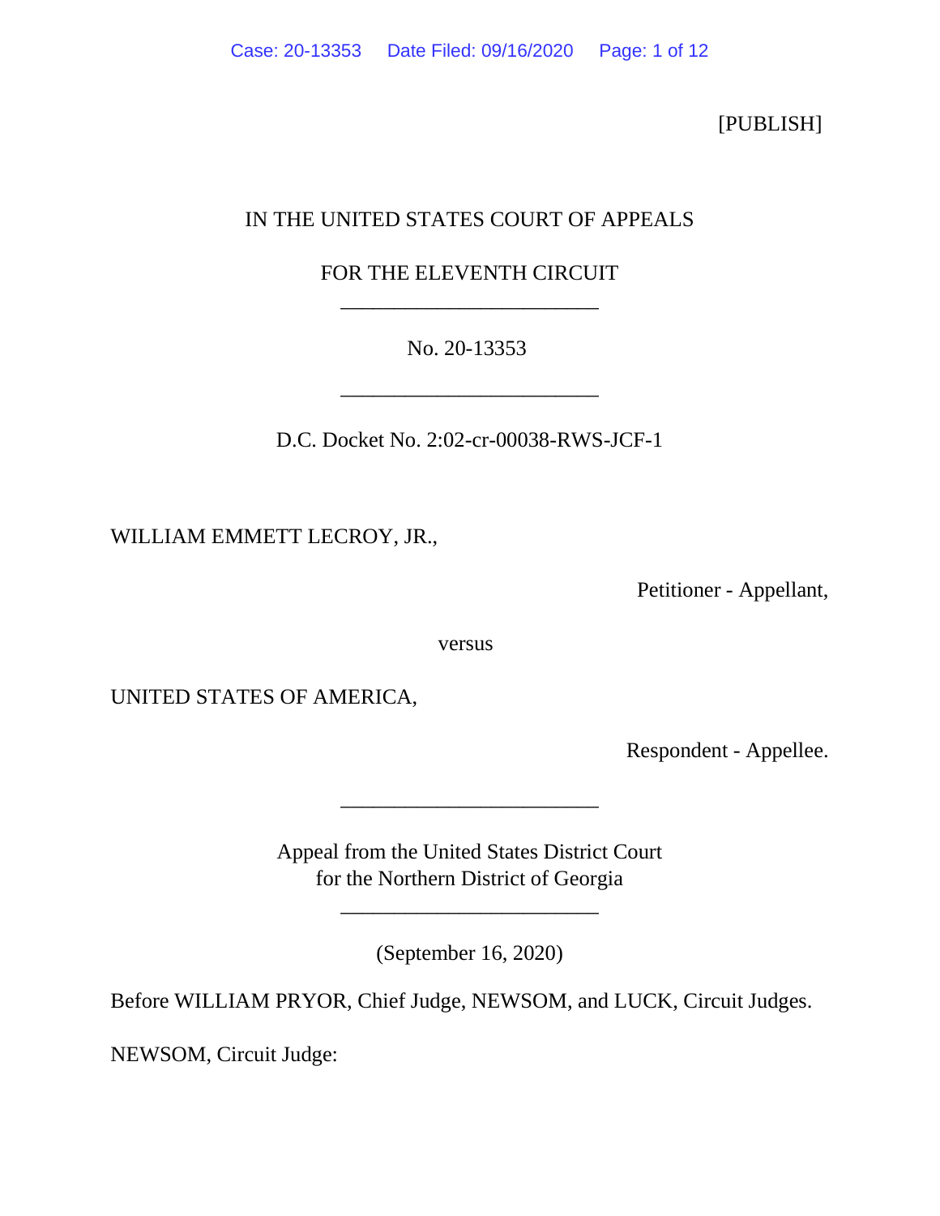[PUBLISH]

IN THE UNITED STATES COURT OF APPEALS

FOR THE ELEVENTH CIRCUIT

________________________

No. 20-13353

________________________

D.C. Docket No. 2:02-cr-00038-RWS-JCF-1

WILLIAM EMMETT LECROY, JR.,

Petitioner - Appellant,

versus

UNITED STATES OF AMERICA,

Respondent - Appellee.

________________________

Appeal from the United States District Court
for the Northern District of Georgia

________________________

(September 16, 2020)

Before WILLIAM PRYOR, Chief Judge, NEWSOM, and LUCK, Circuit Judges.

NEWSOM, Circuit Judge: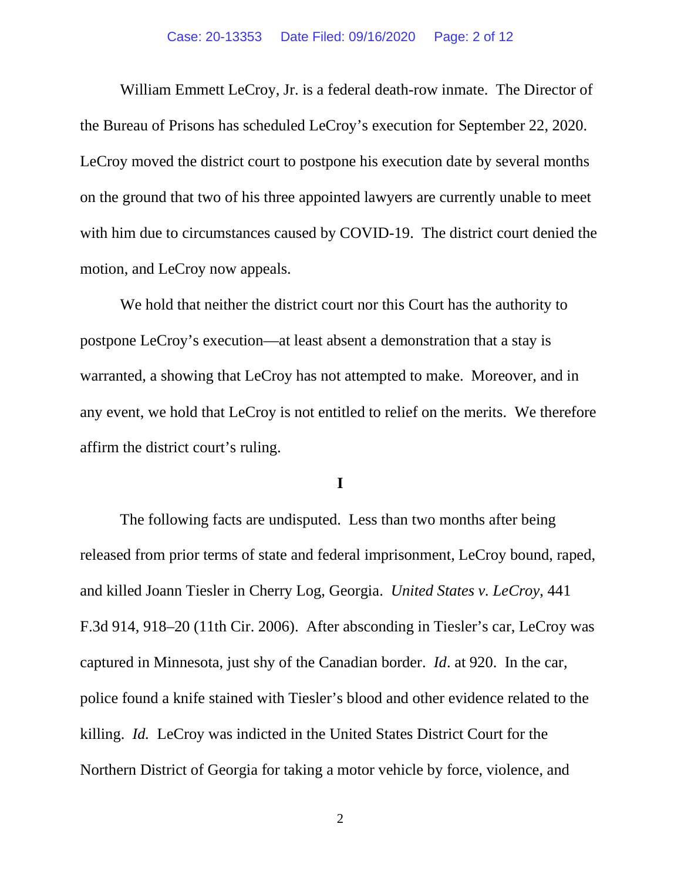William Emmett LeCroy, Jr. is a federal death-row inmate. The Director of the Bureau of Prisons has scheduled LeCroy's execution for September 22, 2020. LeCroy moved the district court to postpone his execution date by several months on the ground that two of his three appointed lawyers are currently unable to meet with him due to circumstances caused by COVID-19. The district court denied the motion, and LeCroy now appeals.

We hold that neither the district court nor this Court has the authority to postpone LeCroy's execution—at least absent a demonstration that a stay is warranted, a showing that LeCroy has not attempted to make. Moreover, and in any event, we hold that LeCroy is not entitled to relief on the merits. We therefore affirm the district court's ruling.

**I**

The following facts are undisputed. Less than two months after being released from prior terms of state and federal imprisonment, LeCroy bound, raped, and killed Joann Tiesler in Cherry Log, Georgia. *United States v. LeCroy*, 441 F.3d 914, 918–20 (11th Cir. 2006). After absconding in Tiesler's car, LeCroy was captured in Minnesota, just shy of the Canadian border. *Id*. at 920. In the car, police found a knife stained with Tiesler's blood and other evidence related to the killing. *Id.* LeCroy was indicted in the United States District Court for the Northern District of Georgia for taking a motor vehicle by force, violence, and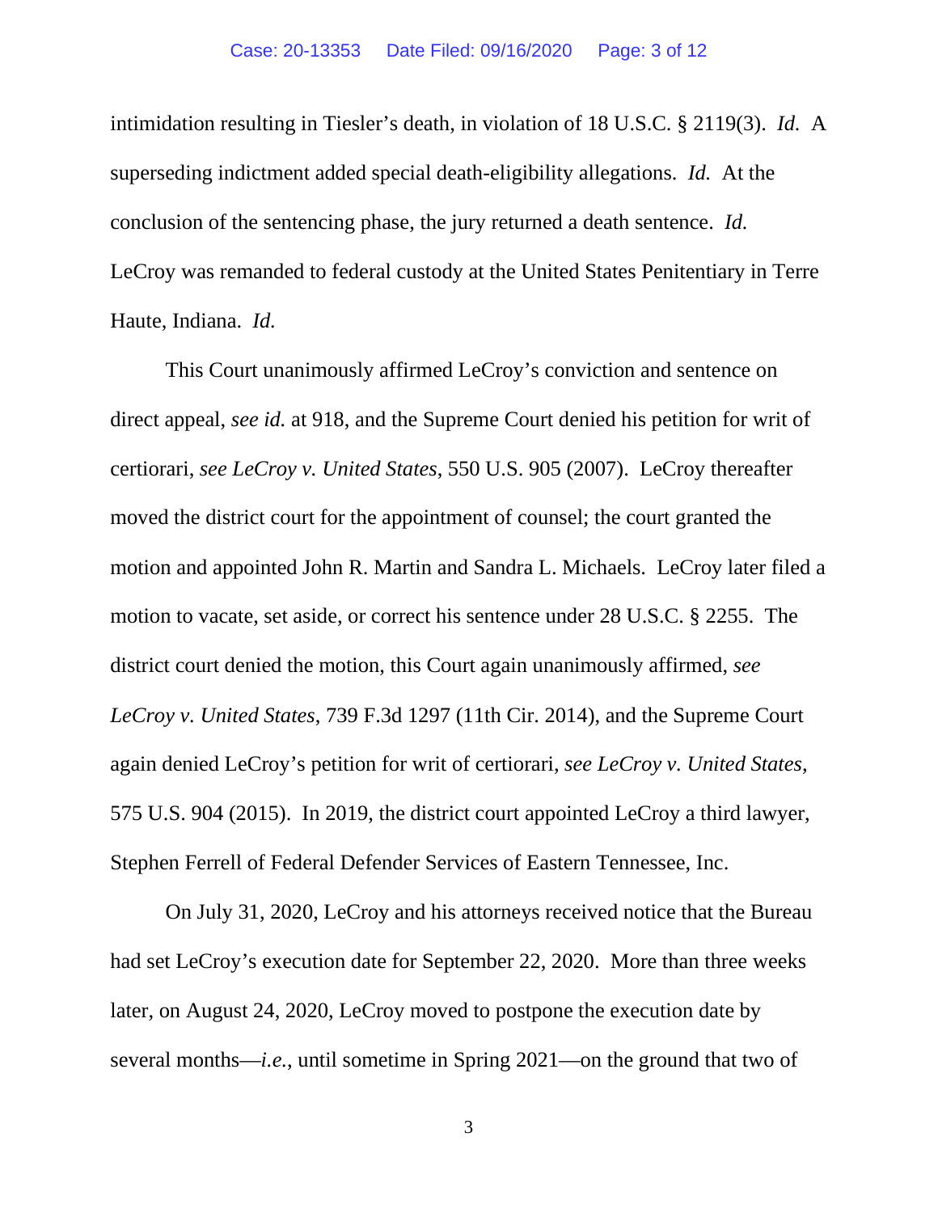intimidation resulting in Tiesler's death, in violation of 18 U.S.C. § 2119(3). *Id.* A superseding indictment added special death-eligibility allegations. *Id.* At the conclusion of the sentencing phase, the jury returned a death sentence. *Id.* LeCroy was remanded to federal custody at the United States Penitentiary in Terre Haute, Indiana. *Id.*

This Court unanimously affirmed LeCroy's conviction and sentence on direct appeal, *see id.* at 918, and the Supreme Court denied his petition for writ of certiorari, *see LeCroy v. United States*, 550 U.S. 905 (2007). LeCroy thereafter moved the district court for the appointment of counsel; the court granted the motion and appointed John R. Martin and Sandra L. Michaels. LeCroy later filed a motion to vacate, set aside, or correct his sentence under 28 U.S.C. § 2255. The district court denied the motion, this Court again unanimously affirmed, *see LeCroy v. United States*, 739 F.3d 1297 (11th Cir. 2014), and the Supreme Court again denied LeCroy's petition for writ of certiorari, *see LeCroy v. United States*, 575 U.S. 904 (2015). In 2019, the district court appointed LeCroy a third lawyer, Stephen Ferrell of Federal Defender Services of Eastern Tennessee, Inc.

On July 31, 2020, LeCroy and his attorneys received notice that the Bureau had set LeCroy's execution date for September 22, 2020. More than three weeks later, on August 24, 2020, LeCroy moved to postpone the execution date by several months—*i.e.*, until sometime in Spring 2021—on the ground that two of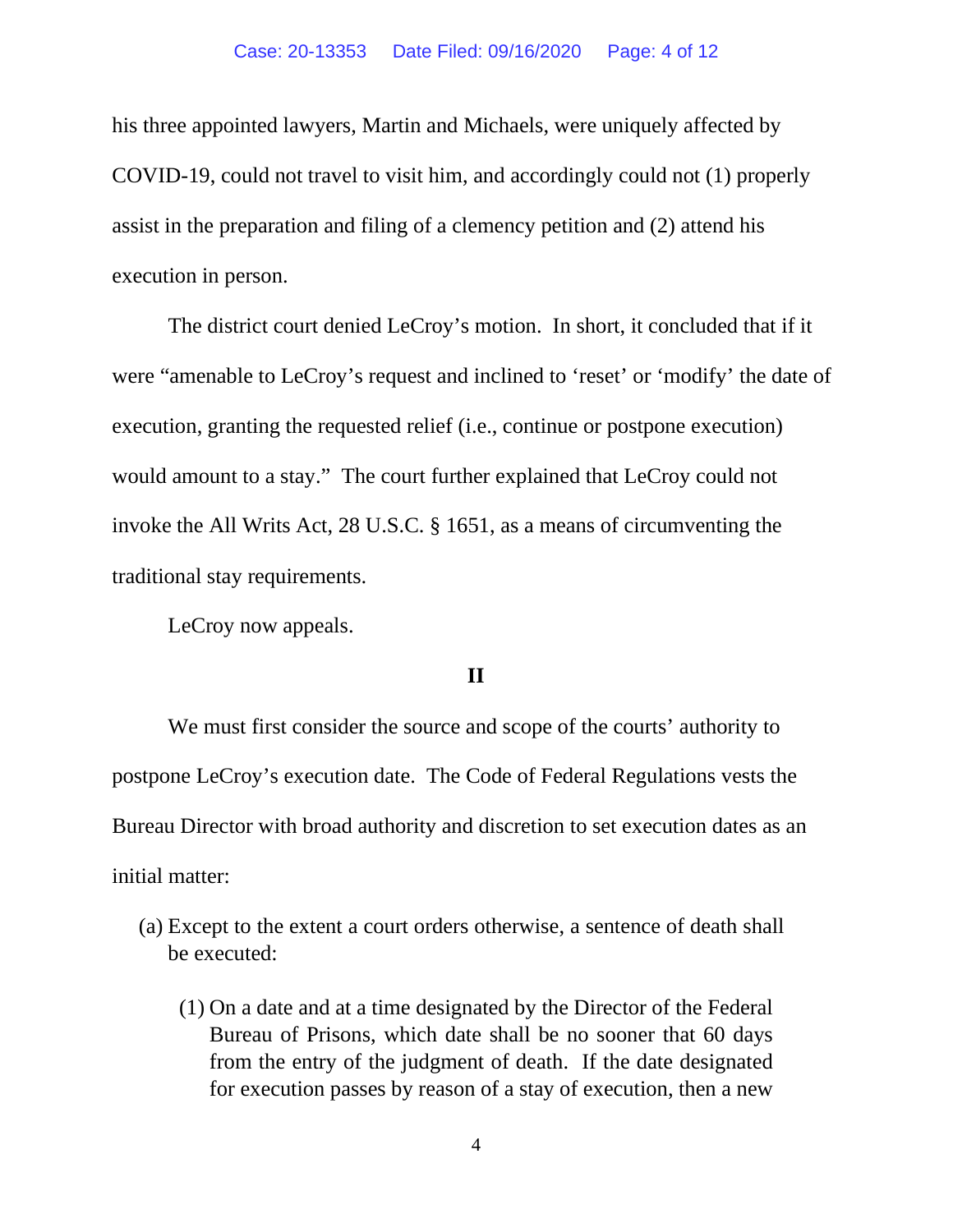his three appointed lawyers, Martin and Michaels, were uniquely affected by COVID-19, could not travel to visit him, and accordingly could not (1) properly assist in the preparation and filing of a clemency petition and (2) attend his execution in person.

The district court denied LeCroy's motion. In short, it concluded that if it were "amenable to LeCroy's request and inclined to 'reset' or 'modify' the date of execution, granting the requested relief (i.e., continue or postpone execution) would amount to a stay." The court further explained that LeCroy could not invoke the All Writs Act, 28 U.S.C. § 1651, as a means of circumventing the traditional stay requirements.

LeCroy now appeals.

## II

We must first consider the source and scope of the courts' authority to postpone LeCroy's execution date. The Code of Federal Regulations vests the Bureau Director with broad authority and discretion to set execution dates as an initial matter:

> (a) Except to the extent a court orders otherwise, a sentence of death shall be executed:
>
> > (1) On a date and at a time designated by the Director of the Federal Bureau of Prisons, which date shall be no sooner that 60 days from the entry of the judgment of death. If the date designated for execution passes by reason of a stay of execution, then a new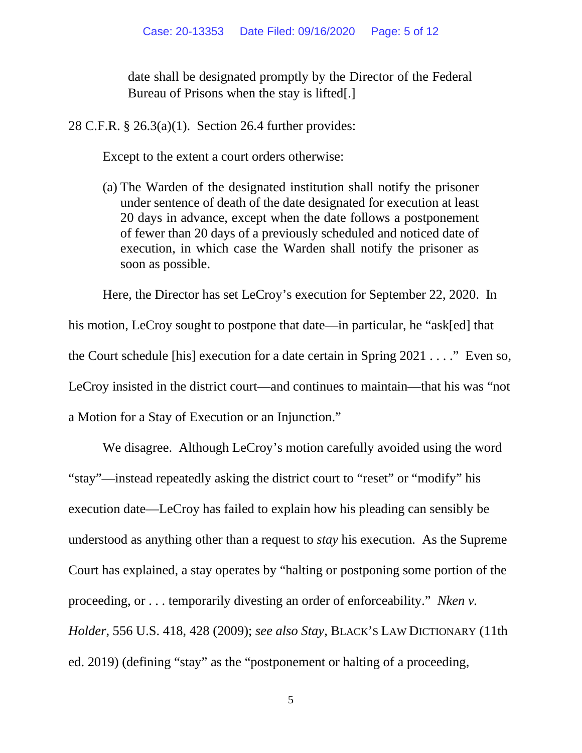> date shall be designated promptly by the Director of the Federal Bureau of Prisons when the stay is lifted[.]

28 C.F.R. § 26.3(a)(1). Section 26.4 further provides:

> Except to the extent a court orders otherwise:
>
> (a) The Warden of the designated institution shall notify the prisoner under sentence of death of the date designated for execution at least 20 days in advance, except when the date follows a postponement of fewer than 20 days of a previously scheduled and noticed date of execution, in which case the Warden shall notify the prisoner as soon as possible.

Here, the Director has set LeCroy's execution for September 22, 2020. In his motion, LeCroy sought to postpone that date—in particular, he "ask[ed] that the Court schedule [his] execution for a date certain in Spring 2021 . . . ." Even so, LeCroy insisted in the district court—and continues to maintain—that his was "not a Motion for a Stay of Execution or an Injunction."

We disagree. Although LeCroy's motion carefully avoided using the word "stay"—instead repeatedly asking the district court to "reset" or "modify" his execution date—LeCroy has failed to explain how his pleading can sensibly be understood as anything other than a request to *stay* his execution. As the Supreme Court has explained, a stay operates by "halting or postponing some portion of the proceeding, or . . . temporarily divesting an order of enforceability." *Nken v. Holder*, 556 U.S. 418, 428 (2009); *see also Stay*, BLACK'S LAW DICTIONARY (11th ed. 2019) (defining "stay" as the "postponement or halting of a proceeding,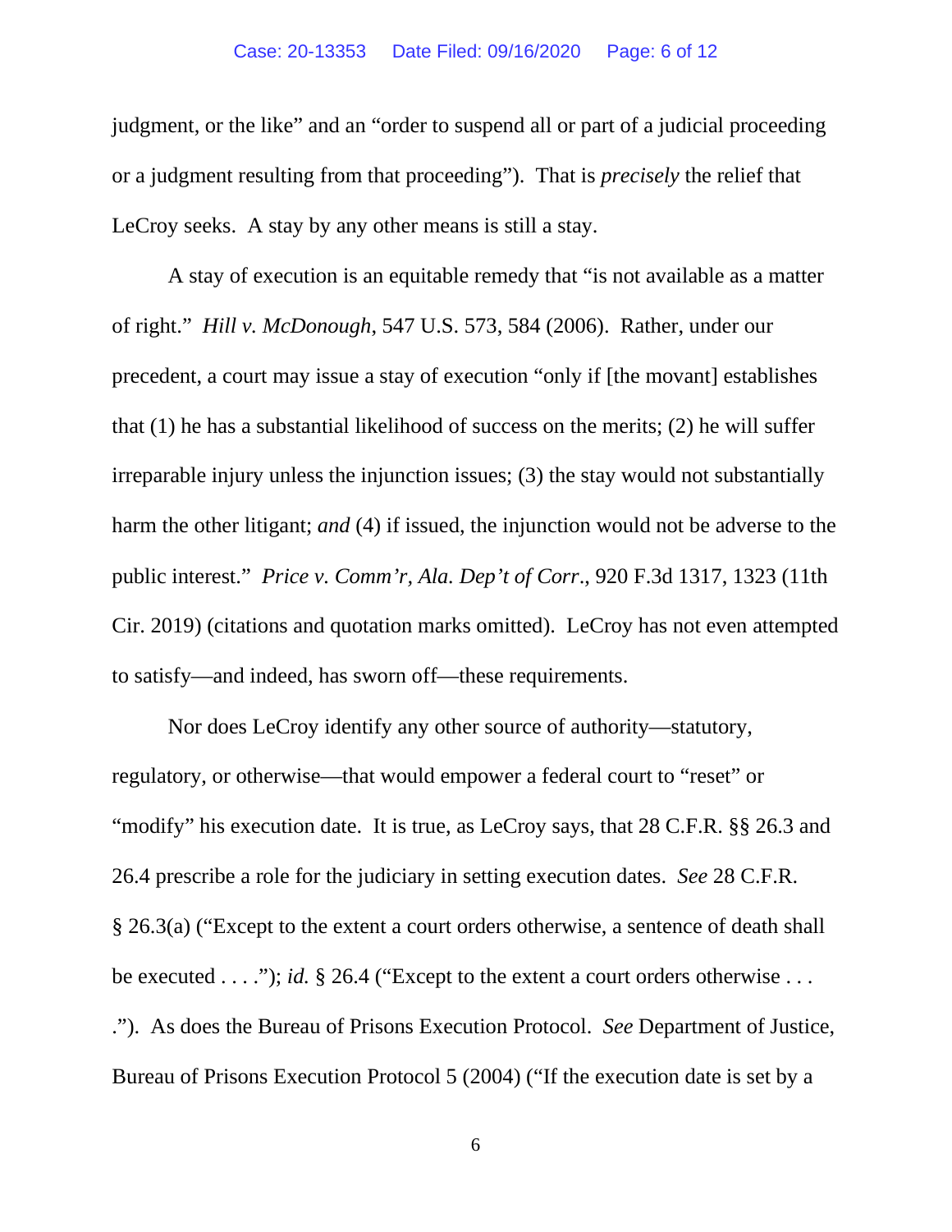judgment, or the like" and an "order to suspend all or part of a judicial proceeding or a judgment resulting from that proceeding"). That is *precisely* the relief that LeCroy seeks. A stay by any other means is still a stay.

A stay of execution is an equitable remedy that "is not available as a matter of right." *Hill v. McDonough*, 547 U.S. 573, 584 (2006). Rather, under our precedent, a court may issue a stay of execution "only if [the movant] establishes that (1) he has a substantial likelihood of success on the merits; (2) he will suffer irreparable injury unless the injunction issues; (3) the stay would not substantially harm the other litigant; *and* (4) if issued, the injunction would not be adverse to the public interest." *Price v. Comm'r, Ala. Dep't of Corr.*, 920 F.3d 1317, 1323 (11th Cir. 2019) (citations and quotation marks omitted). LeCroy has not even attempted to satisfy—and indeed, has sworn off—these requirements.

Nor does LeCroy identify any other source of authority—statutory, regulatory, or otherwise—that would empower a federal court to "reset" or "modify" his execution date. It is true, as LeCroy says, that 28 C.F.R. §§ 26.3 and 26.4 prescribe a role for the judiciary in setting execution dates. *See* 28 C.F.R. § 26.3(a) ("Except to the extent a court orders otherwise, a sentence of death shall be executed . . . ."); *id.* § 26.4 ("Except to the extent a court orders otherwise . . . ."). As does the Bureau of Prisons Execution Protocol. *See* Department of Justice, Bureau of Prisons Execution Protocol 5 (2004) ("If the execution date is set by a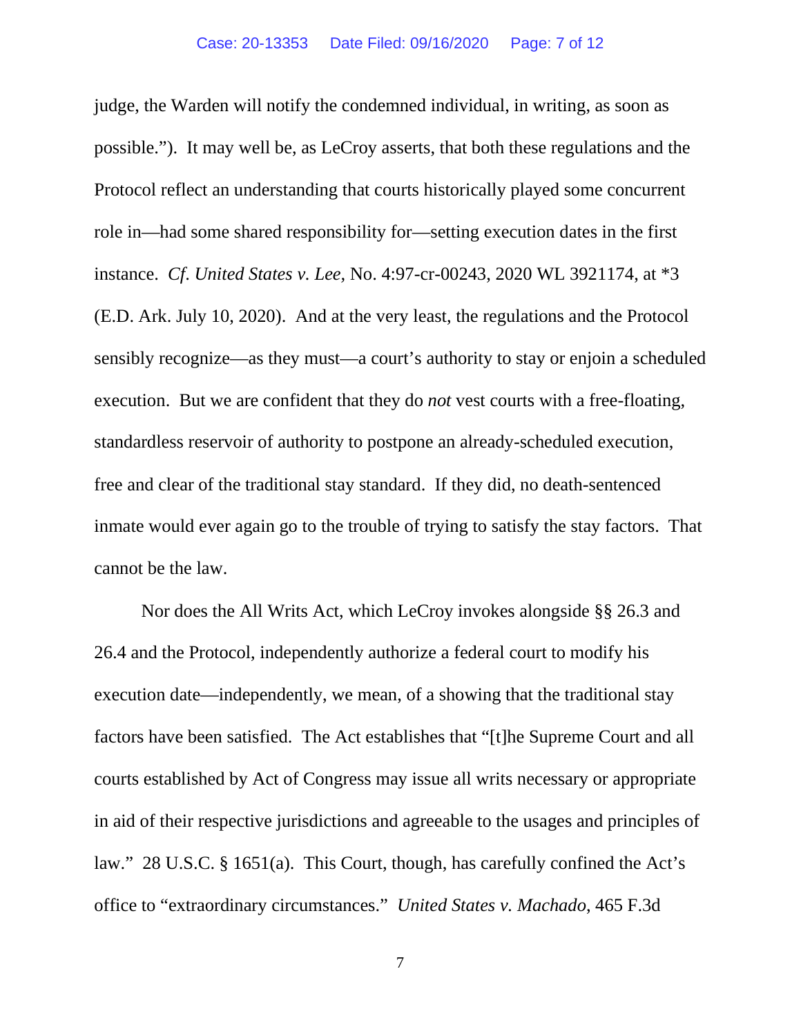judge, the Warden will notify the condemned individual, in writing, as soon as possible."). It may well be, as LeCroy asserts, that both these regulations and the Protocol reflect an understanding that courts historically played some concurrent role in—had some shared responsibility for—setting execution dates in the first instance. *Cf. United States v. Lee*, No. 4:97-cr-00243, 2020 WL 3921174, at *3 (E.D. Ark. July 10, 2020). And at the very least, the regulations and the Protocol sensibly recognize—as they must—a court's authority to stay or enjoin a scheduled execution. But we are confident that they do *not* vest courts with a free-floating, standardless reservoir of authority to postpone an already-scheduled execution, free and clear of the traditional stay standard. If they did, no death-sentenced inmate would ever again go to the trouble of trying to satisfy the stay factors. That cannot be the law.

Nor does the All Writs Act, which LeCroy invokes alongside §§ 26.3 and 26.4 and the Protocol, independently authorize a federal court to modify his execution date—independently, we mean, of a showing that the traditional stay factors have been satisfied. The Act establishes that "[t]he Supreme Court and all courts established by Act of Congress may issue all writs necessary or appropriate in aid of their respective jurisdictions and agreeable to the usages and principles of law." 28 U.S.C. § 1651(a). This Court, though, has carefully confined the Act's office to "extraordinary circumstances." *United States v. Machado*, 465 F.3d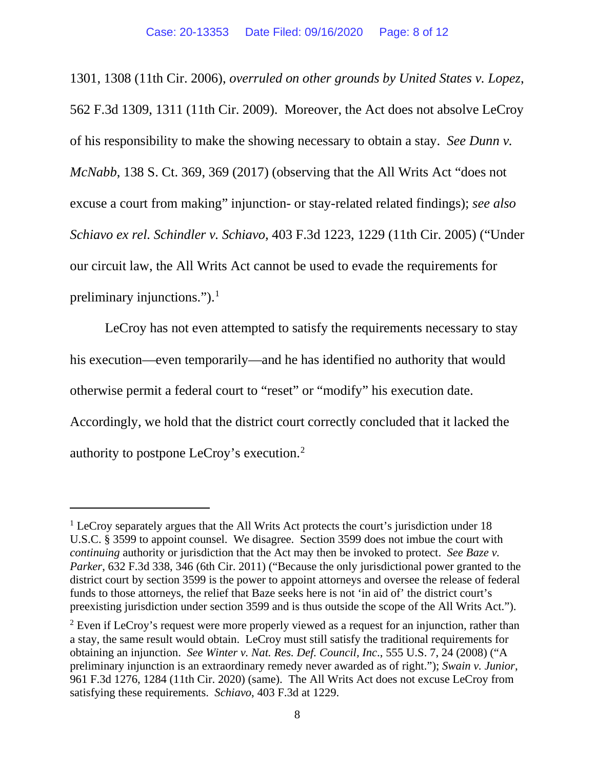1301, 1308 (11th Cir. 2006), *overruled on other grounds by United States v. Lopez*, 562 F.3d 1309, 1311 (11th Cir. 2009). Moreover, the Act does not absolve LeCroy of his responsibility to make the showing necessary to obtain a stay. *See Dunn v. McNabb*, 138 S. Ct. 369, 369 (2017) (observing that the All Writs Act "does not excuse a court from making" injunction- or stay-related related findings); *see also Schiavo ex rel. Schindler v. Schiavo*, 403 F.3d 1223, 1229 (11th Cir. 2005) ("Under our circuit law, the All Writs Act cannot be used to evade the requirements for preliminary injunctions.").[1]

LeCroy has not even attempted to satisfy the requirements necessary to stay his execution—even temporarily—and he has identified no authority that would otherwise permit a federal court to "reset" or "modify" his execution date. Accordingly, we hold that the district court correctly concluded that it lacked the authority to postpone LeCroy's execution.[2]

---

[1] LeCroy separately argues that the All Writs Act protects the court's jurisdiction under 18 U.S.C. § 3599 to appoint counsel. We disagree. Section 3599 does not imbue the court with *continuing* authority or jurisdiction that the Act may then be invoked to protect. *See Baze v. Parker*, 632 F.3d 338, 346 (6th Cir. 2011) ("Because the only jurisdictional power granted to the district court by section 3599 is the power to appoint attorneys and oversee the release of federal funds to those attorneys, the relief that Baze seeks here is not 'in aid of' the district court's preexisting jurisdiction under section 3599 and is thus outside the scope of the All Writs Act.").

[2] Even if LeCroy's request were more properly viewed as a request for an injunction, rather than a stay, the same result would obtain. LeCroy must still satisfy the traditional requirements for obtaining an injunction. *See Winter v. Nat. Res. Def. Council, Inc.*, 555 U.S. 7, 24 (2008) ("A preliminary injunction is an extraordinary remedy never awarded as of right."); *Swain v. Junior*, 961 F.3d 1276, 1284 (11th Cir. 2020) (same). The All Writs Act does not excuse LeCroy from satisfying these requirements. *Schiavo*, 403 F.3d at 1229.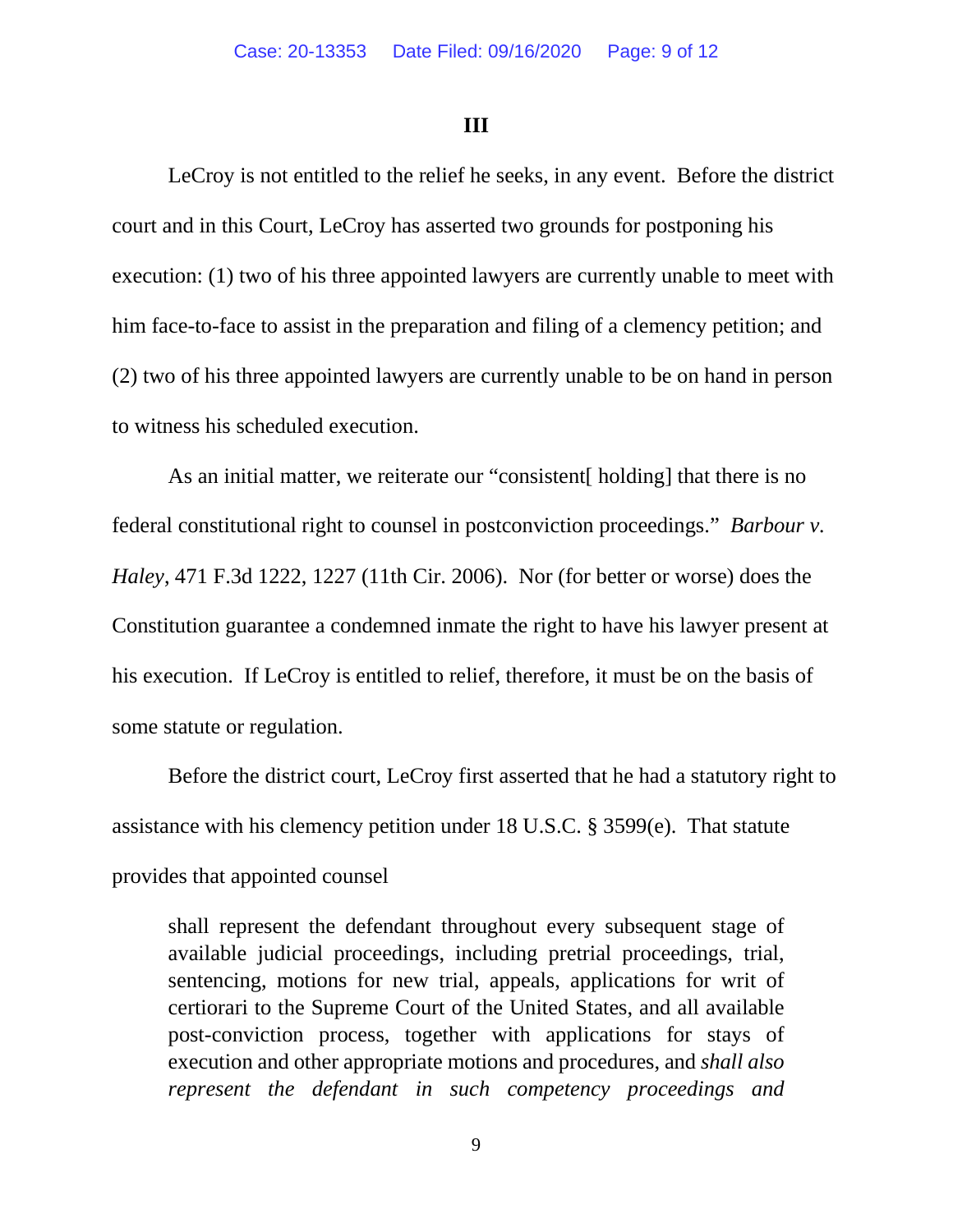### III

LeCroy is not entitled to the relief he seeks, in any event. Before the district court and in this Court, LeCroy has asserted two grounds for postponing his execution: (1) two of his three appointed lawyers are currently unable to meet with him face-to-face to assist in the preparation and filing of a clemency petition; and (2) two of his three appointed lawyers are currently unable to be on hand in person to witness his scheduled execution.

As an initial matter, we reiterate our "consistent[ holding] that there is no federal constitutional right to counsel in postconviction proceedings." *Barbour v. Haley*, 471 F.3d 1222, 1227 (11th Cir. 2006). Nor (for better or worse) does the Constitution guarantee a condemned inmate the right to have his lawyer present at his execution. If LeCroy is entitled to relief, therefore, it must be on the basis of some statute or regulation.

Before the district court, LeCroy first asserted that he had a statutory right to assistance with his clemency petition under 18 U.S.C. § 3599(e). That statute provides that appointed counsel

> shall represent the defendant throughout every subsequent stage of available judicial proceedings, including pretrial proceedings, trial, sentencing, motions for new trial, appeals, applications for writ of certiorari to the Supreme Court of the United States, and all available post-conviction process, together with applications for stays of execution and other appropriate motions and procedures, and *shall also represent the defendant in such competency proceedings and*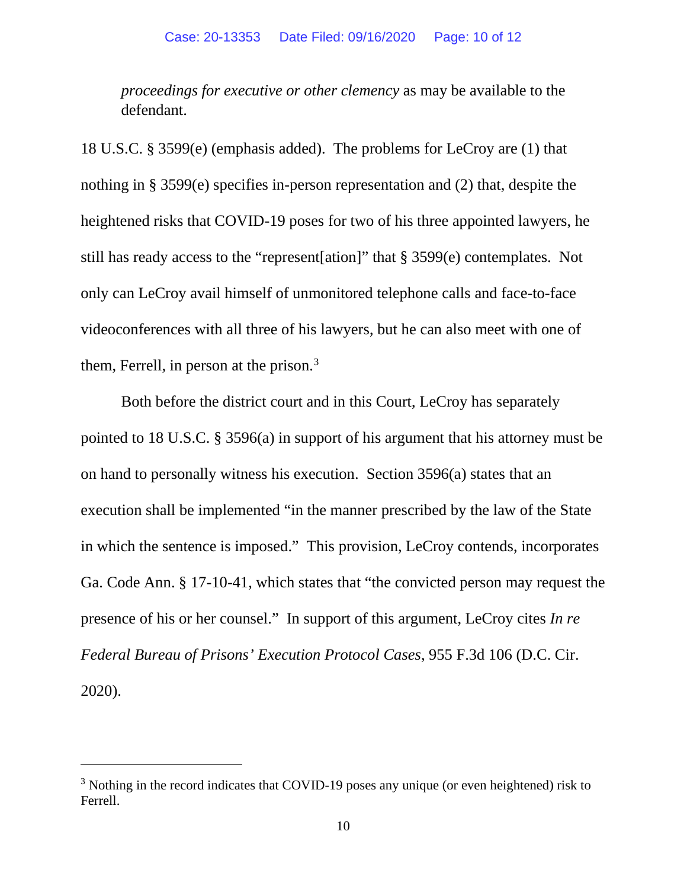> *proceedings for executive or other clemency* as may be available to the defendant.

18 U.S.C. § 3599(e) (emphasis added). The problems for LeCroy are (1) that nothing in § 3599(e) specifies in-person representation and (2) that, despite the heightened risks that COVID-19 poses for two of his three appointed lawyers, he still has ready access to the "represent[ation]" that § 3599(e) contemplates. Not only can LeCroy avail himself of unmonitored telephone calls and face-to-face videoconferences with all three of his lawyers, but he can also meet with one of them, Ferrell, in person at the prison.[3]

Both before the district court and in this Court, LeCroy has separately pointed to 18 U.S.C. § 3596(a) in support of his argument that his attorney must be on hand to personally witness his execution. Section 3596(a) states that an execution shall be implemented "in the manner prescribed by the law of the State in which the sentence is imposed." This provision, LeCroy contends, incorporates Ga. Code Ann. § 17-10-41, which states that "the convicted person may request the presence of his or her counsel." In support of this argument, LeCroy cites *In re Federal Bureau of Prisons' Execution Protocol Cases*, 955 F.3d 106 (D.C. Cir. 2020).

---

[3] Nothing in the record indicates that COVID-19 poses any unique (or even heightened) risk to Ferrell.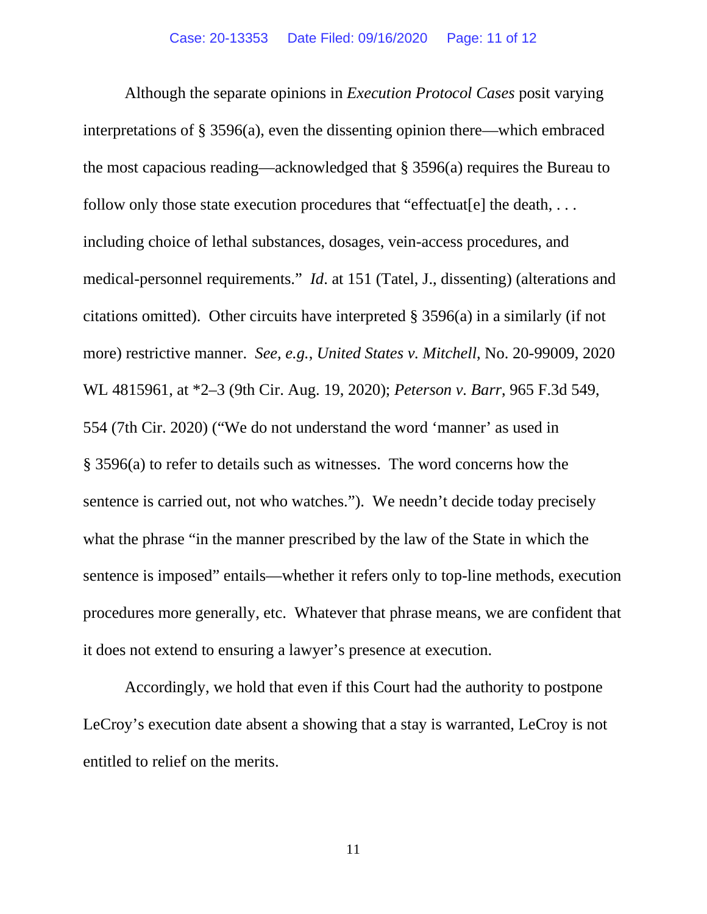Although the separate opinions in *Execution Protocol Cases* posit varying interpretations of § 3596(a), even the dissenting opinion there—which embraced the most capacious reading—acknowledged that § 3596(a) requires the Bureau to follow only those state execution procedures that "effectuat[e] the death, . . . including choice of lethal substances, dosages, vein-access procedures, and medical-personnel requirements." *Id*. at 151 (Tatel, J., dissenting) (alterations and citations omitted). Other circuits have interpreted § 3596(a) in a similarly (if not more) restrictive manner. *See, e.g.*, *United States v. Mitchell*, No. 20-99009, 2020 WL 4815961, at *2–3 (9th Cir. Aug. 19, 2020); *Peterson v. Barr*, 965 F.3d 549, 554 (7th Cir. 2020) ("We do not understand the word 'manner' as used in § 3596(a) to refer to details such as witnesses. The word concerns how the sentence is carried out, not who watches."). We needn't decide today precisely what the phrase "in the manner prescribed by the law of the State in which the sentence is imposed" entails—whether it refers only to top-line methods, execution procedures more generally, etc. Whatever that phrase means, we are confident that it does not extend to ensuring a lawyer's presence at execution.

Accordingly, we hold that even if this Court had the authority to postpone LeCroy's execution date absent a showing that a stay is warranted, LeCroy is not entitled to relief on the merits.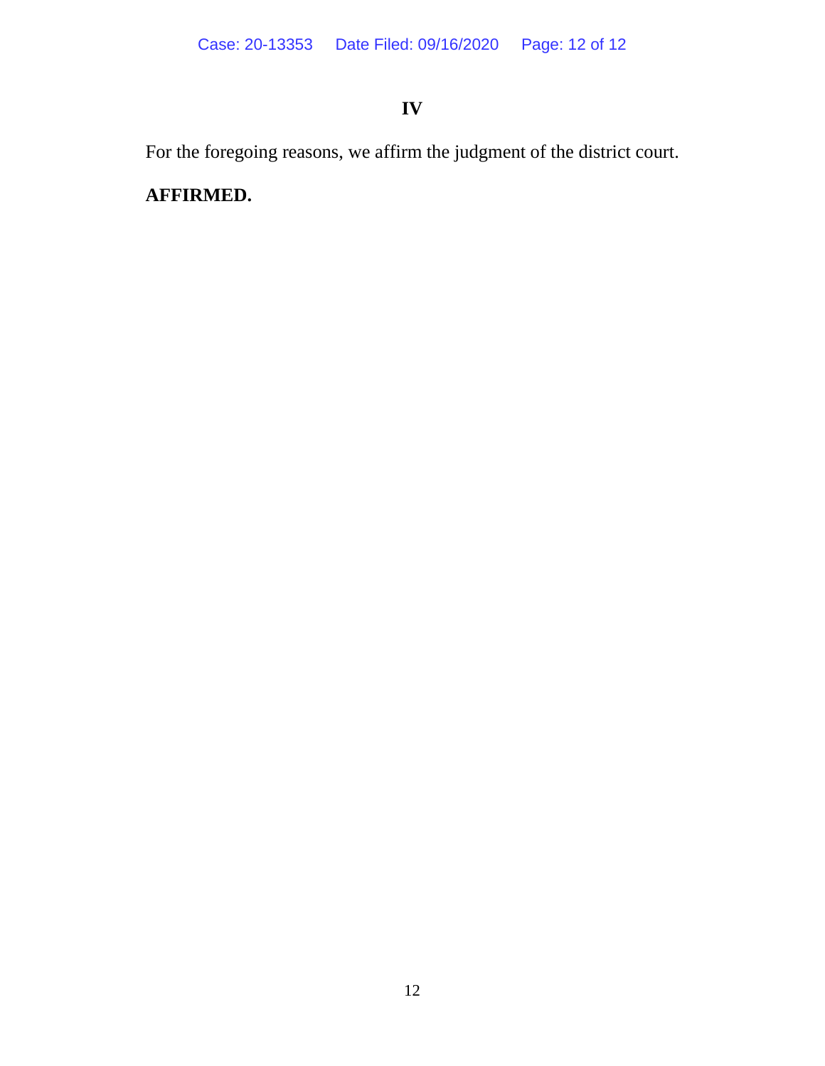## IV

For the foregoing reasons, we affirm the judgment of the district court.

**AFFIRMED.**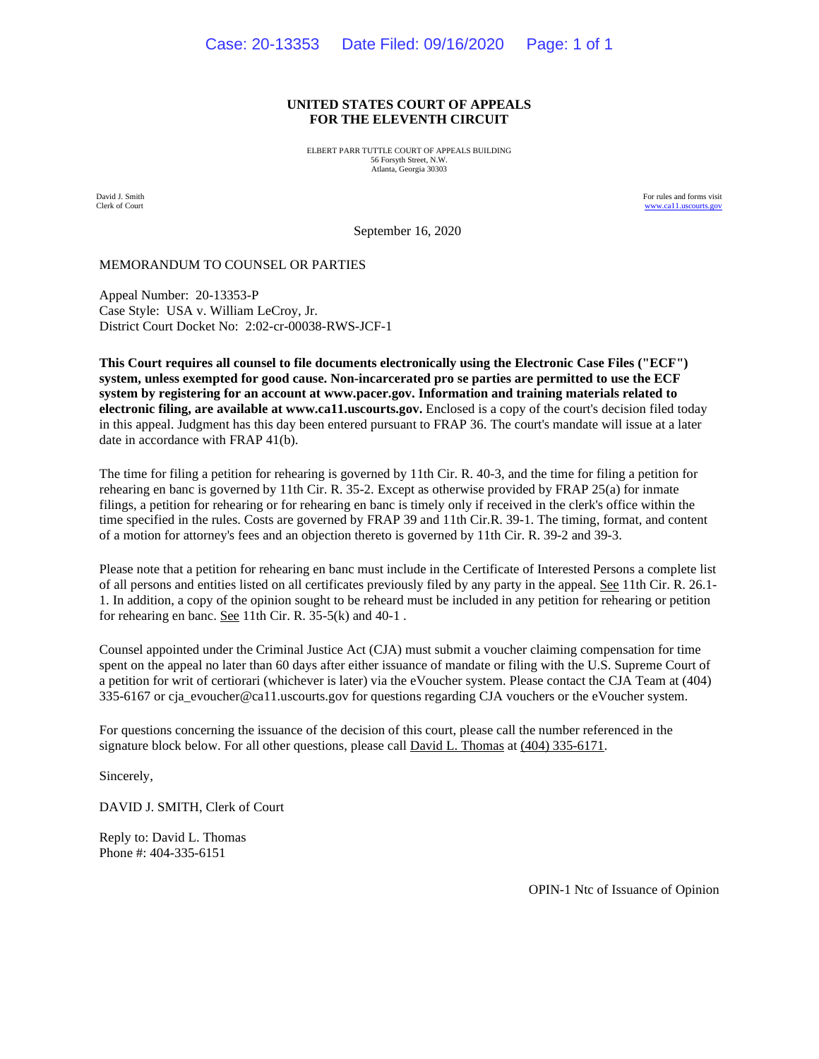**UNITED STATES COURT OF APPEALS**
**FOR THE ELEVENTH CIRCUIT**

ELBERT PARR TUTTLE COURT OF APPEALS BUILDING
56 Forsyth Street, N.W.
Atlanta, Georgia 30303

David J. Smith
Clerk of Court

For rules and forms visit
www.ca11.uscourts.gov

September 16, 2020

MEMORANDUM TO COUNSEL OR PARTIES

Appeal Number: 20-13353-P
Case Style: USA v. William LeCroy, Jr.
District Court Docket No: 2:02-cr-00038-RWS-JCF-1

**This Court requires all counsel to file documents electronically using the Electronic Case Files ("ECF") system, unless exempted for good cause. Non-incarcerated pro se parties are permitted to use the ECF system by registering for an account at www.pacer.gov. Information and training materials related to electronic filing, are available at www.ca11.uscourts.gov.** Enclosed is a copy of the court's decision filed today in this appeal. Judgment has this day been entered pursuant to FRAP 36. The court's mandate will issue at a later date in accordance with FRAP 41(b).

The time for filing a petition for rehearing is governed by 11th Cir. R. 40-3, and the time for filing a petition for rehearing en banc is governed by 11th Cir. R. 35-2. Except as otherwise provided by FRAP 25(a) for inmate filings, a petition for rehearing or for rehearing en banc is timely only if received in the clerk's office within the time specified in the rules. Costs are governed by FRAP 39 and 11th Cir.R. 39-1. The timing, format, and content of a motion for attorney's fees and an objection thereto is governed by 11th Cir. R. 39-2 and 39-3.

Please note that a petition for rehearing en banc must include in the Certificate of Interested Persons a complete list of all persons and entities listed on all certificates previously filed by any party in the appeal. See 11th Cir. R. 26.1-1. In addition, a copy of the opinion sought to be reheard must be included in any petition for rehearing or petition for rehearing en banc. See 11th Cir. R. 35-5(k) and 40-1 .

Counsel appointed under the Criminal Justice Act (CJA) must submit a voucher claiming compensation for time spent on the appeal no later than 60 days after either issuance of mandate or filing with the U.S. Supreme Court of a petition for writ of certiorari (whichever is later) via the eVoucher system. Please contact the CJA Team at (404) 335-6167 or cja_evoucher@ca11.uscourts.gov for questions regarding CJA vouchers or the eVoucher system.

For questions concerning the issuance of the decision of this court, please call the number referenced in the signature block below. For all other questions, please call David L. Thomas at (404) 335-6171.

Sincerely,

DAVID J. SMITH, Clerk of Court

Reply to: David L. Thomas
Phone #: 404-335-6151

OPIN-1 Ntc of Issuance of Opinion